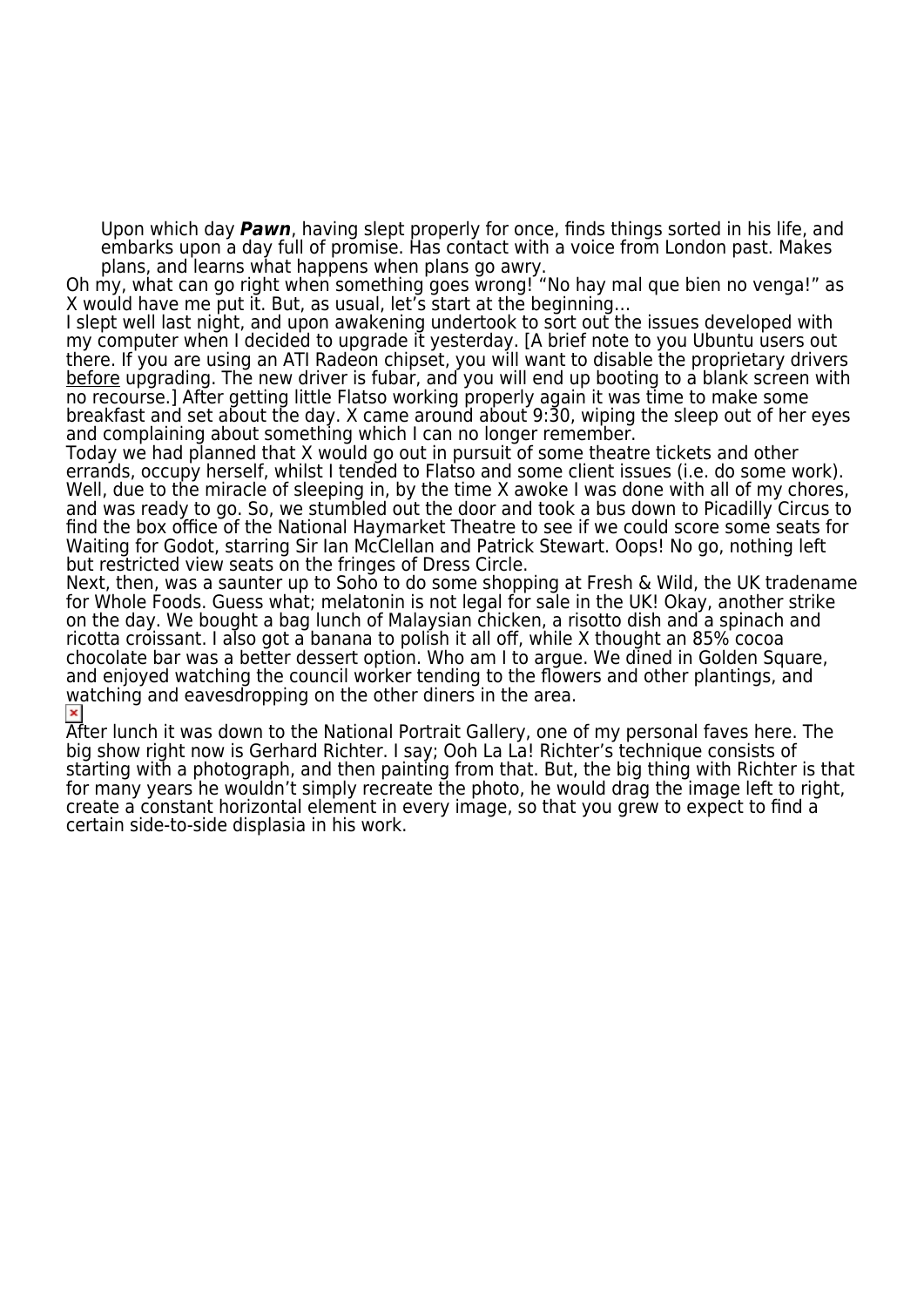> Upon which day ***Pawn***, having slept properly for once, finds things sorted in his life, and embarks upon a day full of promise. Has contact with a voice from London past. Makes plans, and learns what happens when plans go awry.

Oh my, what can go right when something goes wrong! "No hay mal que bien no venga!" as X would have me put it. But, as usual, let's start at the beginning…

I slept well last night, and upon awakening undertook to sort out the issues developed with my computer when I decided to upgrade it yesterday. [A brief note to you Ubuntu users out there. If you are using an ATI Radeon chipset, you will want to disable the proprietary drivers <u>before</u> upgrading. The new driver is fubar, and you will end up booting to a blank screen with no recourse.] After getting little Flatso working properly again it was time to make some breakfast and set about the day. X came around about 9:30, wiping the sleep out of her eyes and complaining about something which I can no longer remember.

Today we had planned that X would go out in pursuit of some theatre tickets and other errands, occupy herself, whilst I tended to Flatso and some client issues (i.e. do some work). Well, due to the miracle of sleeping in, by the time X awoke I was done with all of my chores, and was ready to go. So, we stumbled out the door and took a bus down to Picadilly Circus to find the box office of the National Haymarket Theatre to see if we could score some seats for Waiting for Godot, starring Sir Ian McClellan and Patrick Stewart. Oops! No go, nothing left but restricted view seats on the fringes of Dress Circle.

Next, then, was a saunter up to Soho to do some shopping at Fresh & Wild, the UK tradename for Whole Foods. Guess what; melatonin is not legal for sale in the UK! Okay, another strike on the day. We bought a bag lunch of Malaysian chicken, a risotto dish and a spinach and ricotta croissant. I also got a banana to polish it all off, while X thought an 85% cocoa chocolate bar was a better dessert option. Who am I to argue. We dined in Golden Square, and enjoyed watching the council worker tending to the flowers and other plantings, and watching and eavesdropping on the other diners in the area.

After lunch it was down to the National Portrait Gallery, one of my personal faves here. The big show right now is Gerhard Richter. I say; Ooh La La! Richter's technique consists of starting with a photograph, and then painting from that. But, the big thing with Richter is that for many years he wouldn't simply recreate the photo, he would drag the image left to right, create a constant horizontal element in every image, so that you grew to expect to find a certain side-to-side displasia in his work.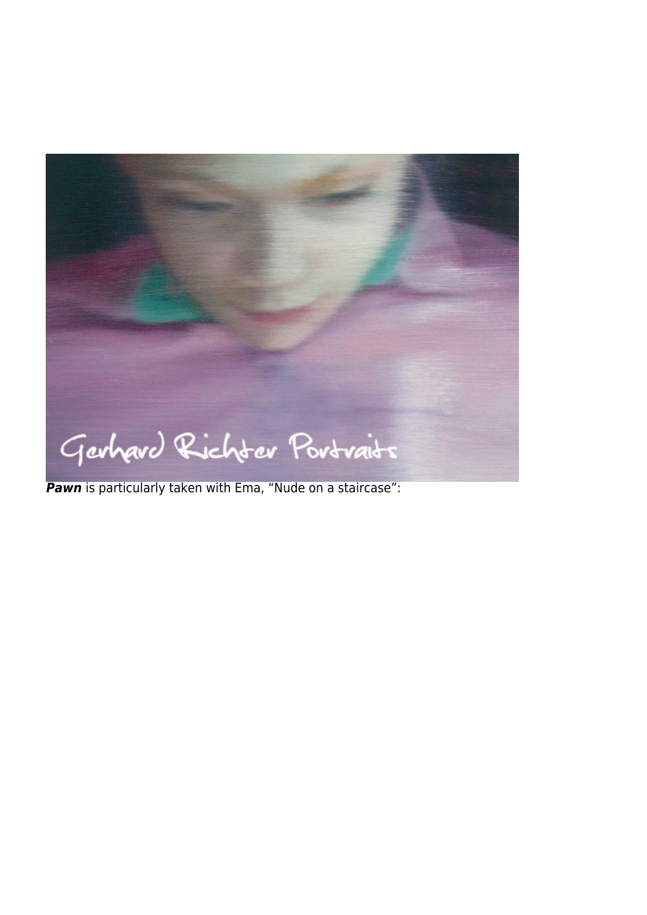***Pawn*** is particularly taken with Ema, "Nude on a staircase":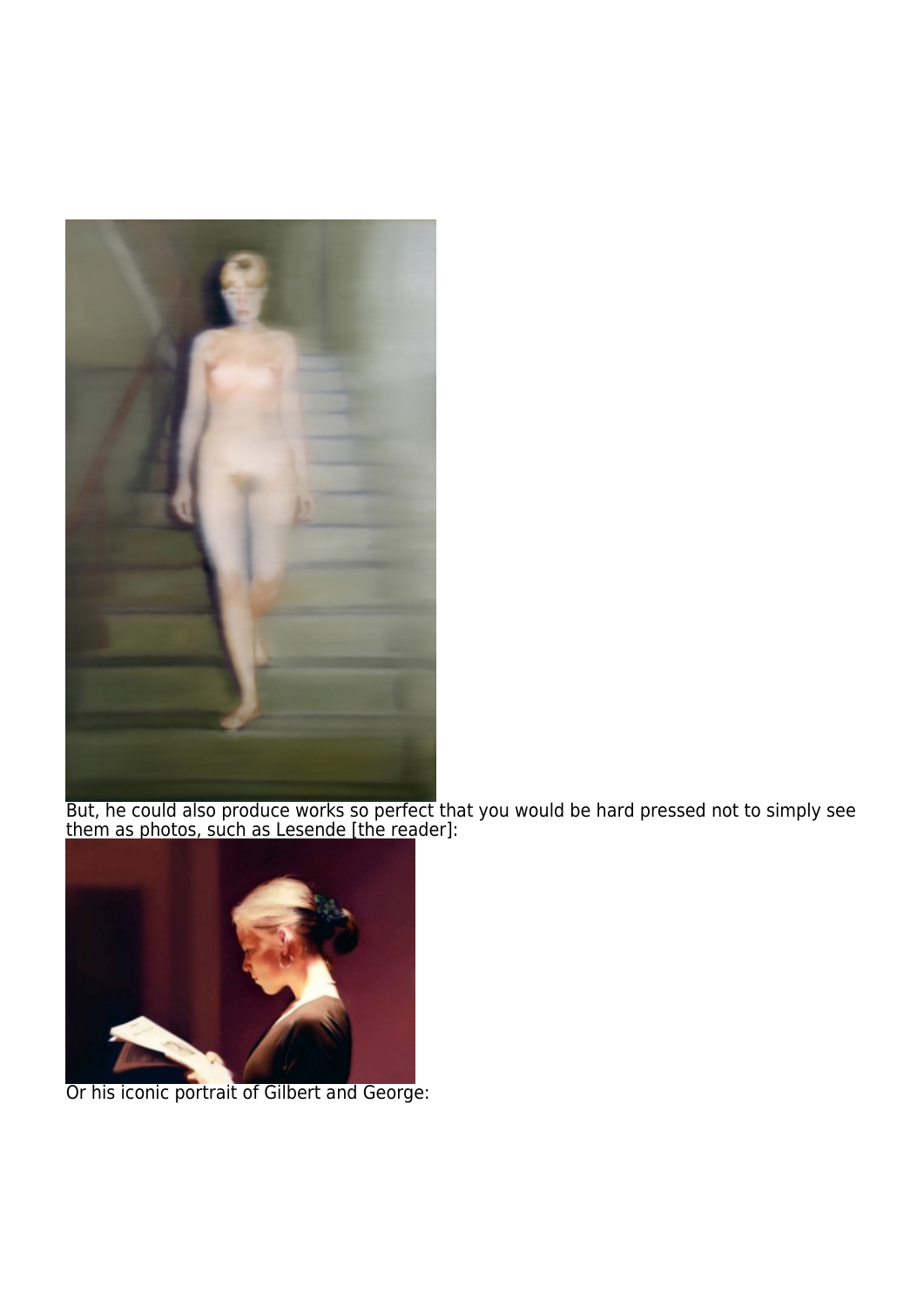But, he could also produce works so perfect that you would be hard pressed not to simply see them as photos, such as Lesende [the reader]:

Or his iconic portrait of Gilbert and George: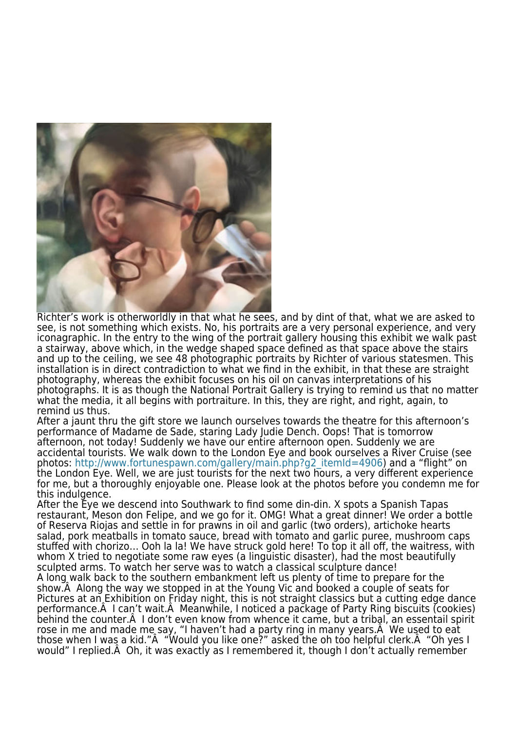Richter's work is otherworldly in that what he sees, and by dint of that, what we are asked to see, is not something which exists. No, his portraits are a very personal experience, and very iconagraphic. In the entry to the wing of the portrait gallery housing this exhibit we walk past a stairway, above which, in the wedge shaped space defined as that space above the stairs and up to the ceiling, we see 48 photographic portraits by Richter of various statesmen. This installation is in direct contradiction to what we find in the exhibit, in that these are straight photography, whereas the exhibit focuses on his oil on canvas interpretations of his photographs. It is as though the National Portrait Gallery is trying to remind us that no matter what the media, it all begins with portraiture. In this, they are right, and right, again, to remind us thus.

After a jaunt thru the gift store we launch ourselves towards the theatre for this afternoon's performance of Madame de Sade, staring Lady Judie Dench. Oops! That is tomorrow afternoon, not today! Suddenly we have our entire afternoon open. Suddenly we are accidental tourists. We walk down to the London Eye and book ourselves a River Cruise (see photos: http://www.fortunespawn.com/gallery/main.php?g2_itemId=4906) and a "flight" on the London Eye. Well, we are just tourists for the next two hours, a very different experience for me, but a thoroughly enjoyable one. Please look at the photos before you condemn me for this indulgence.

After the Eye we descend into Southwark to find some din-din. X spots a Spanish Tapas restaurant, Meson don Felipe, and we go for it. OMG! What a great dinner! We order a bottle of Reserva Riojas and settle in for prawns in oil and garlic (two orders), artichoke hearts salad, pork meatballs in tomato sauce, bread with tomato and garlic puree, mushroom caps stuffed with chorizo... Ooh la la! We have struck gold here! To top it all off, the waitress, with whom X tried to negotiate some raw eyes (a linguistic disaster), had the most beautifully sculpted arms. To watch her serve was to watch a classical sculpture dance!

A long walk back to the southern embankment left us plenty of time to prepare for the show.Â  Along the way we stopped in at the Young Vic and booked a couple of seats for Pictures at an Exhibition on Friday night, this is not straight classics but a cutting edge dance performance.Â  I can't wait.Â  Meanwhile, I noticed a package of Party Ring biscuits (cookies) behind the counter.Â  I don't even know from whence it came, but a tribal, an essentail spirit rose in me and made me say, "I haven't had a party ring in many years.Â  We used to eat those when I was a kid."Â  "Would you like one?" asked the oh too helpful clerk.Â  "Oh yes I would" I replied.Â  Oh, it was exactly as I remembered it, though I don't actually remember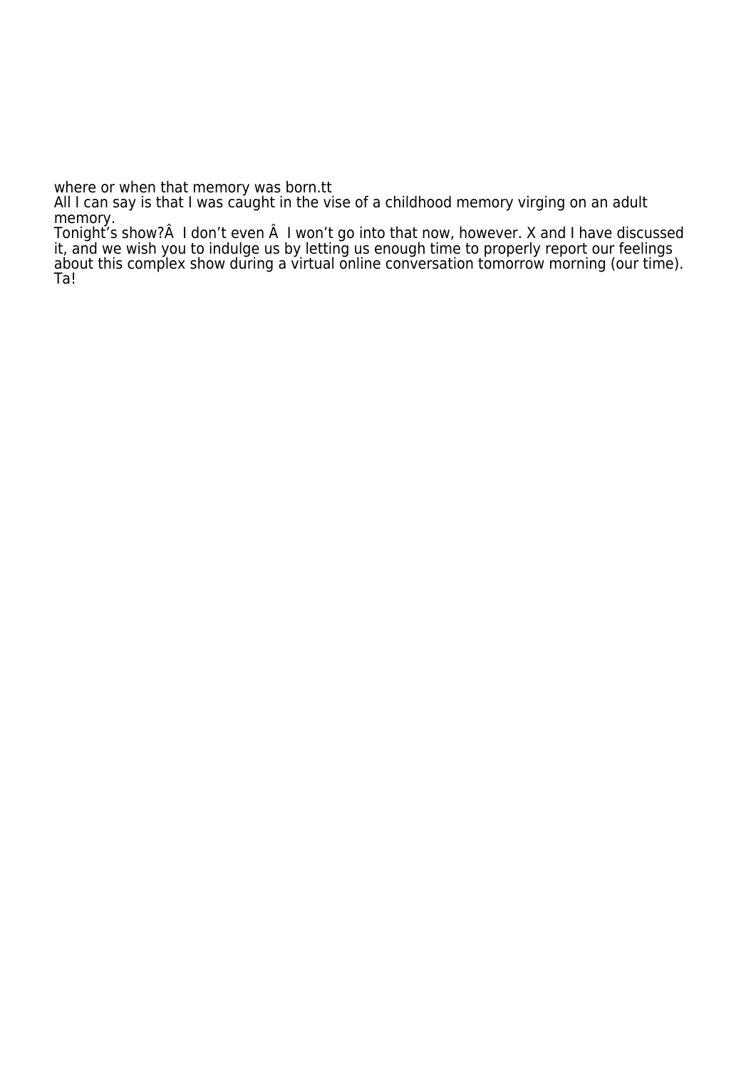where or when that memory was born.tt
All I can say is that I was caught in the vise of a childhood memory virging on an adult memory.
Tonight's show?Â  I don't even Â  I won't go into that now, however. X and I have discussed it, and we wish you to indulge us by letting us enough time to properly report our feelings about this complex show during a virtual online conversation tomorrow morning (our time).
Ta!